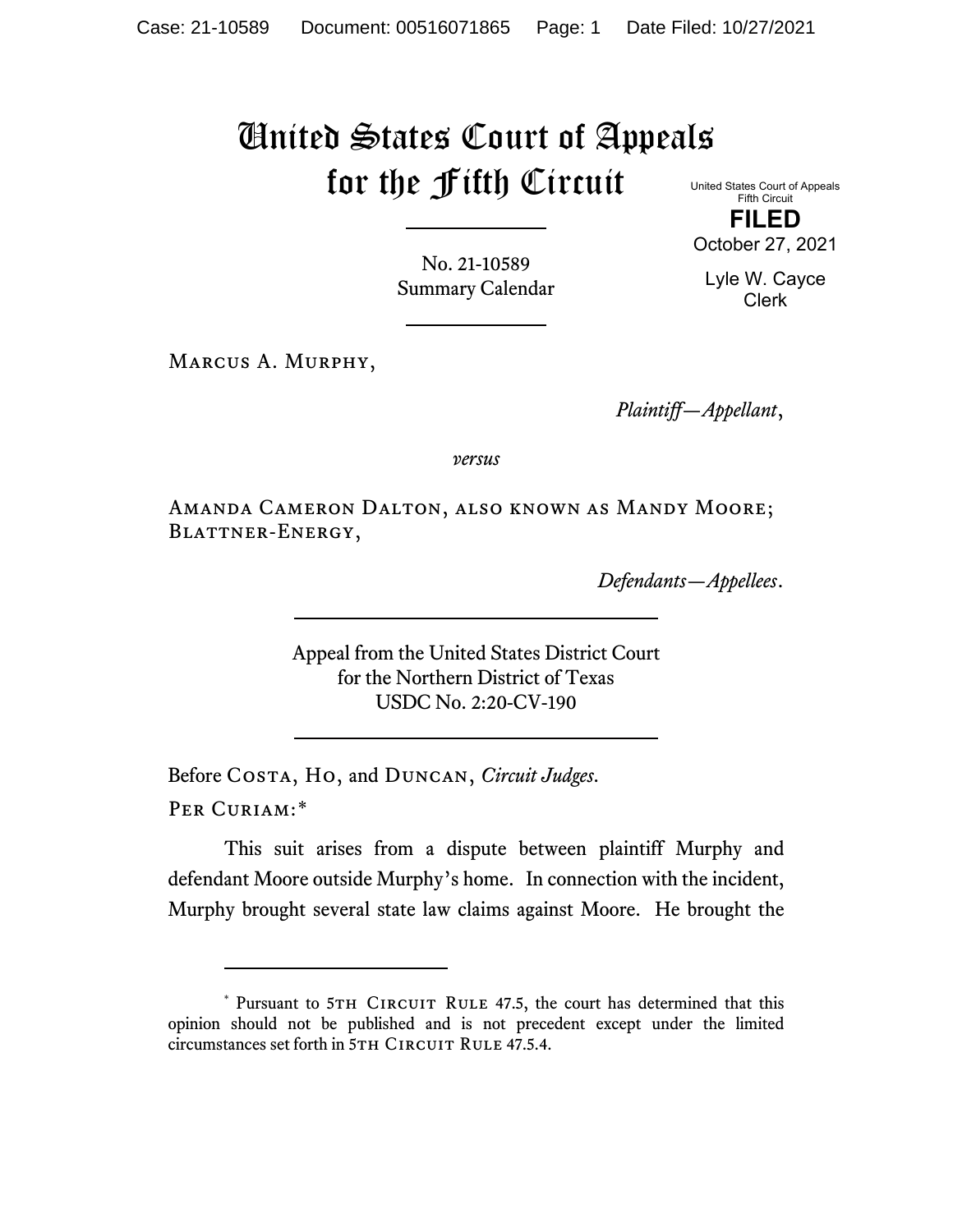# United States Court of Appeals for the Fifth Circuit

United States Court of Appeals
Fifth Circuit

**FILED**

October 27, 2021

Lyle W. Cayce
Clerk

No. 21-10589
Summary Calendar

---

Marcus A. Murphy,

*Plaintiff—Appellant*,

*versus*

Amanda Cameron Dalton, also known as Mandy Moore; Blattner-Energy,

*Defendants—Appellees*.

---

Appeal from the United States District Court
for the Northern District of Texas
USDC No. 2:20-CV-190

---

Before Costa, Ho, and Duncan, *Circuit Judges*.

Per Curiam:*

This suit arises from a dispute between plaintiff Murphy and defendant Moore outside Murphy's home. In connection with the incident, Murphy brought several state law claims against Moore. He brought the

---

\* Pursuant to 5th Circuit Rule 47.5, the court has determined that this opinion should not be published and is not precedent except under the limited circumstances set forth in 5th Circuit Rule 47.5.4.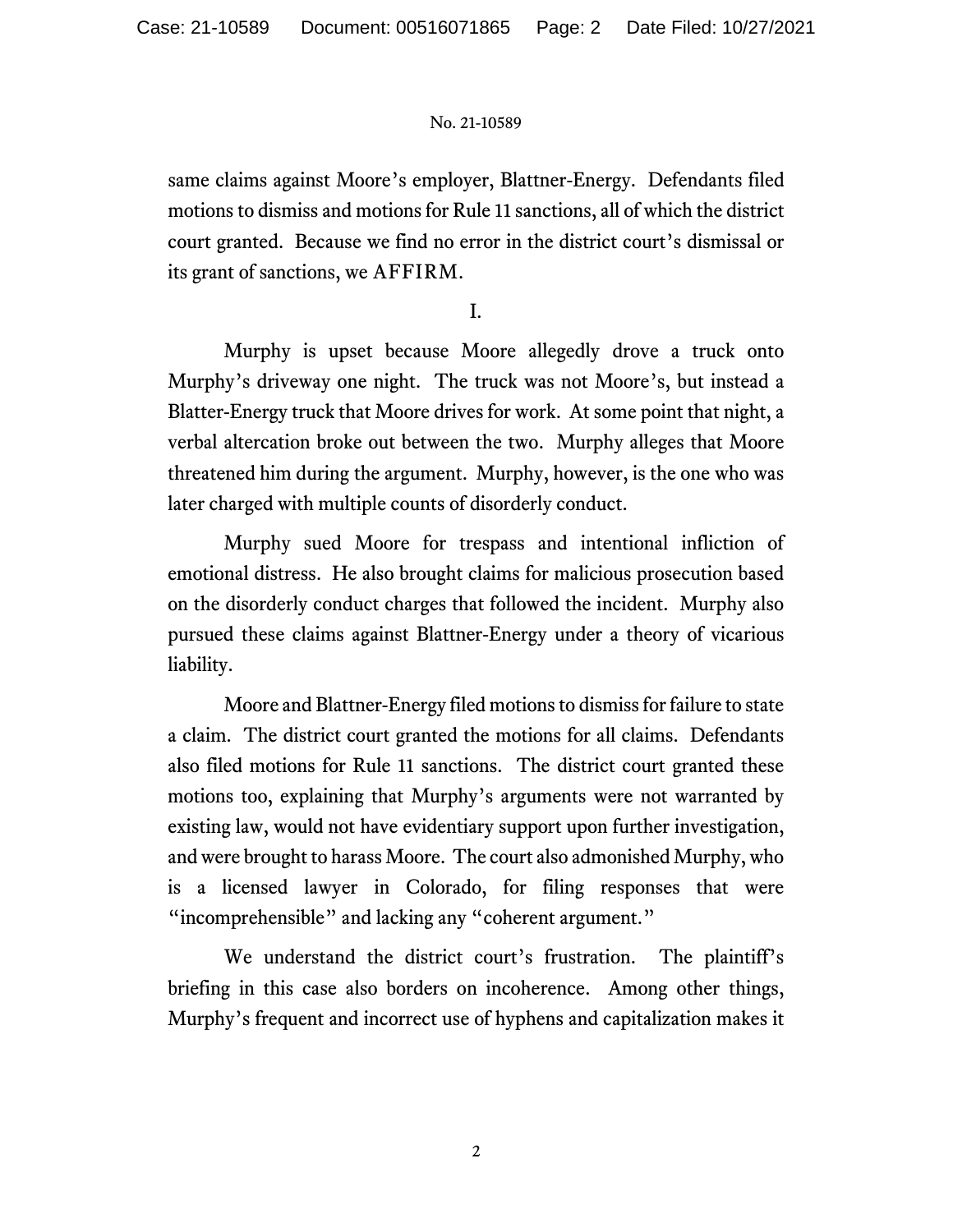same claims against Moore's employer, Blattner-Energy. Defendants filed motions to dismiss and motions for Rule 11 sanctions, all of which the district court granted. Because we find no error in the district court's dismissal or its grant of sanctions, we AFFIRM.

I.

Murphy is upset because Moore allegedly drove a truck onto Murphy's driveway one night. The truck was not Moore's, but instead a Blatter-Energy truck that Moore drives for work. At some point that night, a verbal altercation broke out between the two. Murphy alleges that Moore threatened him during the argument. Murphy, however, is the one who was later charged with multiple counts of disorderly conduct.

Murphy sued Moore for trespass and intentional infliction of emotional distress. He also brought claims for malicious prosecution based on the disorderly conduct charges that followed the incident. Murphy also pursued these claims against Blattner-Energy under a theory of vicarious liability.

Moore and Blattner-Energy filed motions to dismiss for failure to state a claim. The district court granted the motions for all claims. Defendants also filed motions for Rule 11 sanctions. The district court granted these motions too, explaining that Murphy's arguments were not warranted by existing law, would not have evidentiary support upon further investigation, and were brought to harass Moore. The court also admonished Murphy, who is a licensed lawyer in Colorado, for filing responses that were "incomprehensible" and lacking any "coherent argument."

We understand the district court's frustration. The plaintiff's briefing in this case also borders on incoherence. Among other things, Murphy's frequent and incorrect use of hyphens and capitalization makes it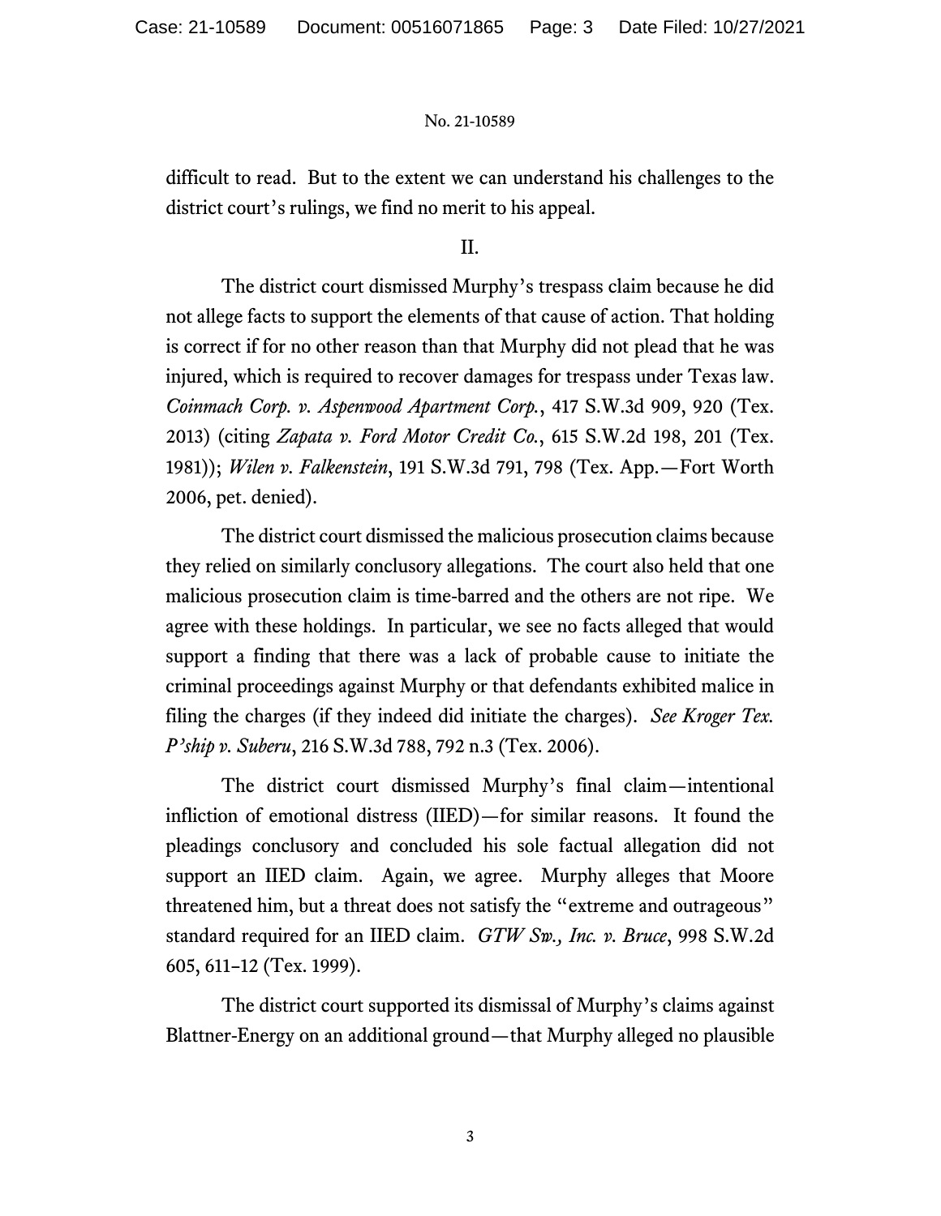difficult to read. But to the extent we can understand his challenges to the district court's rulings, we find no merit to his appeal.

II.

The district court dismissed Murphy's trespass claim because he did not allege facts to support the elements of that cause of action. That holding is correct if for no other reason than that Murphy did not plead that he was injured, which is required to recover damages for trespass under Texas law. *Coinmach Corp. v. Aspenwood Apartment Corp.*, 417 S.W.3d 909, 920 (Tex. 2013) (citing *Zapata v. Ford Motor Credit Co.*, 615 S.W.2d 198, 201 (Tex. 1981)); *Wilen v. Falkenstein*, 191 S.W.3d 791, 798 (Tex. App.—Fort Worth 2006, pet. denied).

The district court dismissed the malicious prosecution claims because they relied on similarly conclusory allegations. The court also held that one malicious prosecution claim is time-barred and the others are not ripe. We agree with these holdings. In particular, we see no facts alleged that would support a finding that there was a lack of probable cause to initiate the criminal proceedings against Murphy or that defendants exhibited malice in filing the charges (if they indeed did initiate the charges). *See Kroger Tex. P'ship v. Suberu*, 216 S.W.3d 788, 792 n.3 (Tex. 2006).

The district court dismissed Murphy's final claim—intentional infliction of emotional distress (IIED)—for similar reasons. It found the pleadings conclusory and concluded his sole factual allegation did not support an IIED claim. Again, we agree. Murphy alleges that Moore threatened him, but a threat does not satisfy the "extreme and outrageous" standard required for an IIED claim. *GTW Sw., Inc. v. Bruce*, 998 S.W.2d 605, 611–12 (Tex. 1999).

The district court supported its dismissal of Murphy's claims against Blattner-Energy on an additional ground—that Murphy alleged no plausible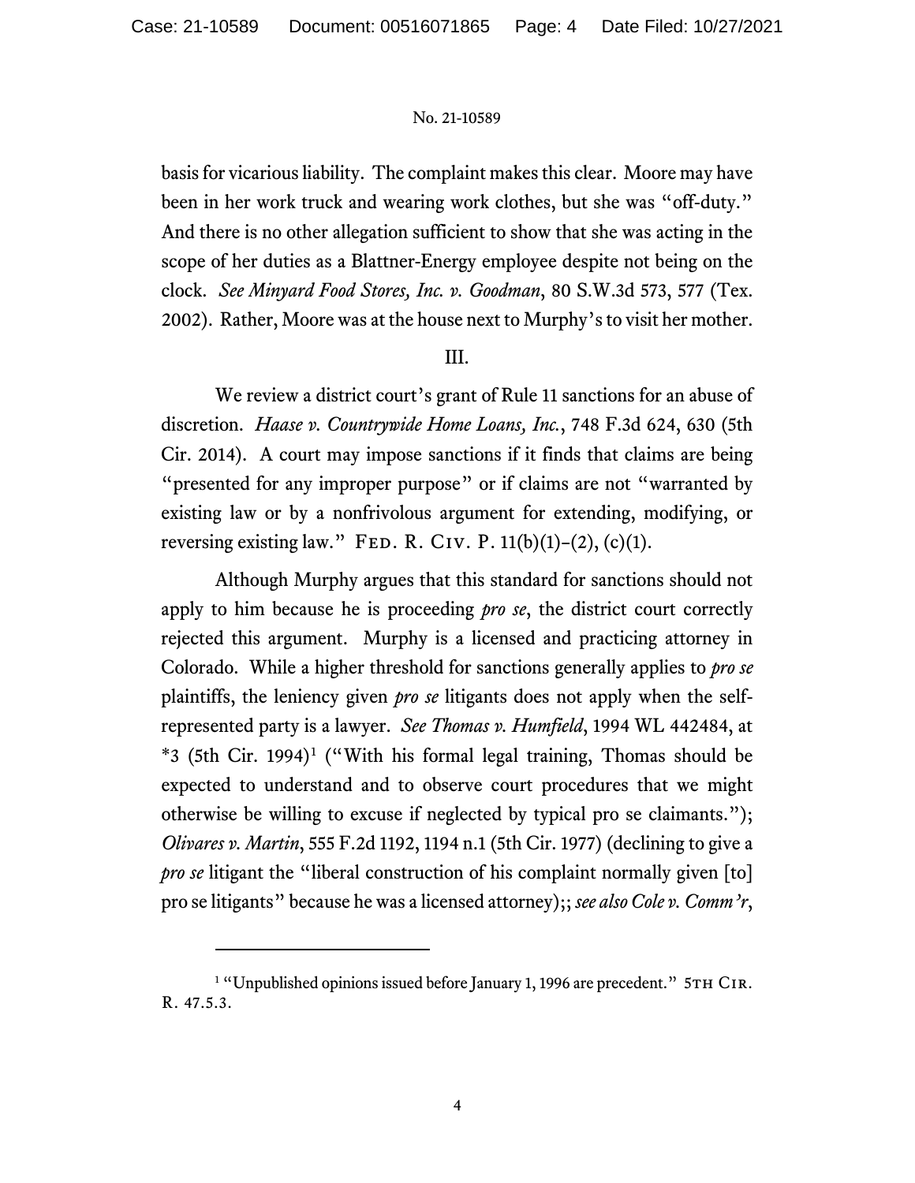basis for vicarious liability. The complaint makes this clear. Moore may have been in her work truck and wearing work clothes, but she was "off-duty." And there is no other allegation sufficient to show that she was acting in the scope of her duties as a Blattner-Energy employee despite not being on the clock. *See Minyard Food Stores, Inc. v. Goodman*, 80 S.W.3d 573, 577 (Tex. 2002). Rather, Moore was at the house next to Murphy's to visit her mother.

III.

We review a district court's grant of Rule 11 sanctions for an abuse of discretion. *Haase v. Countrywide Home Loans, Inc.*, 748 F.3d 624, 630 (5th Cir. 2014). A court may impose sanctions if it finds that claims are being "presented for any improper purpose" or if claims are not "warranted by existing law or by a nonfrivolous argument for extending, modifying, or reversing existing law." Fed. R. Civ. P. 11(b)(1)–(2), (c)(1).

Although Murphy argues that this standard for sanctions should not apply to him because he is proceeding *pro se*, the district court correctly rejected this argument. Murphy is a licensed and practicing attorney in Colorado. While a higher threshold for sanctions generally applies to *pro se* plaintiffs, the leniency given *pro se* litigants does not apply when the self-represented party is a lawyer. *See Thomas v. Humfield*, 1994 WL 442484, at *3 (5th Cir. 1994)[1] ("With his formal legal training, Thomas should be expected to understand and to observe court procedures that we might otherwise be willing to excuse if neglected by typical pro se claimants."); *Olivares v. Martin*, 555 F.2d 1192, 1194 n.1 (5th Cir. 1977) (declining to give a *pro se* litigant the "liberal construction of his complaint normally given [to] pro se litigants" because he was a licensed attorney);; *see also Cole v. Comm'r*,

---

[1] "Unpublished opinions issued before January 1, 1996 are precedent." 5th Cir. R. 47.5.3.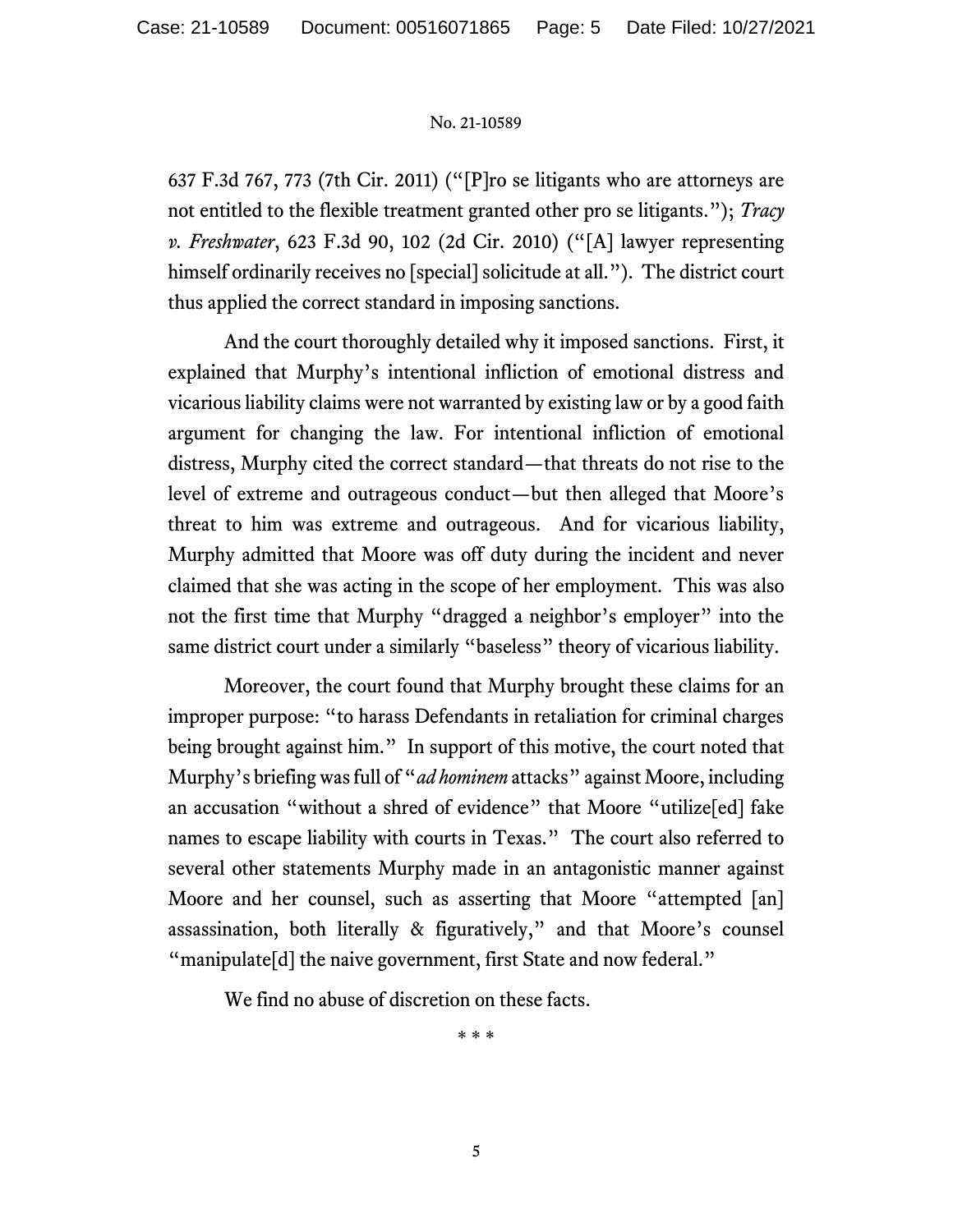637 F.3d 767, 773 (7th Cir. 2011) ("[P]ro se litigants who are attorneys are not entitled to the flexible treatment granted other pro se litigants."); *Tracy v. Freshwater*, 623 F.3d 90, 102 (2d Cir. 2010) ("[A] lawyer representing himself ordinarily receives no [special] solicitude at all."). The district court thus applied the correct standard in imposing sanctions.

And the court thoroughly detailed why it imposed sanctions. First, it explained that Murphy's intentional infliction of emotional distress and vicarious liability claims were not warranted by existing law or by a good faith argument for changing the law. For intentional infliction of emotional distress, Murphy cited the correct standard—that threats do not rise to the level of extreme and outrageous conduct—but then alleged that Moore's threat to him was extreme and outrageous. And for vicarious liability, Murphy admitted that Moore was off duty during the incident and never claimed that she was acting in the scope of her employment. This was also not the first time that Murphy "dragged a neighbor's employer" into the same district court under a similarly "baseless" theory of vicarious liability.

Moreover, the court found that Murphy brought these claims for an improper purpose: "to harass Defendants in retaliation for criminal charges being brought against him." In support of this motive, the court noted that Murphy's briefing was full of "*ad hominem* attacks" against Moore, including an accusation "without a shred of evidence" that Moore "utilize[ed] fake names to escape liability with courts in Texas." The court also referred to several other statements Murphy made in an antagonistic manner against Moore and her counsel, such as asserting that Moore "attempted [an] assassination, both literally & figuratively," and that Moore's counsel "manipulate[d] the naive government, first State and now federal."

We find no abuse of discretion on these facts.

\* \* \*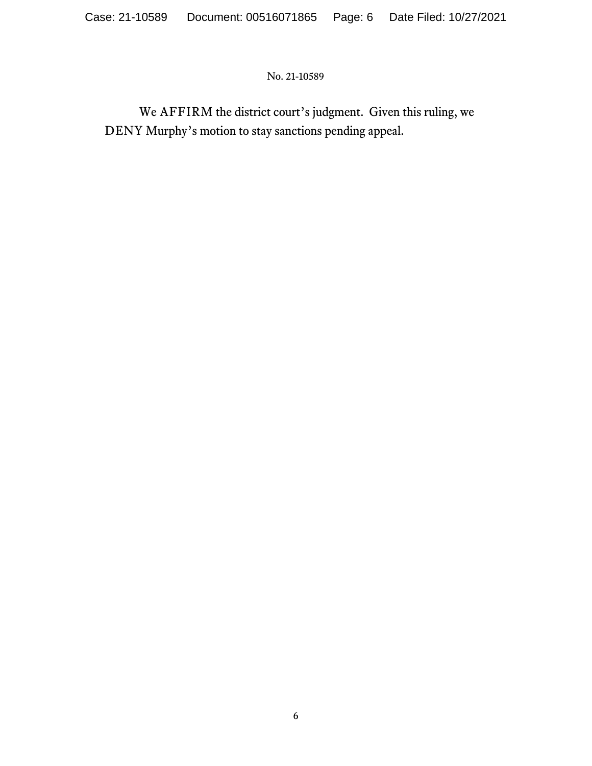We AFFIRM the district court's judgment. Given this ruling, we DENY Murphy's motion to stay sanctions pending appeal.